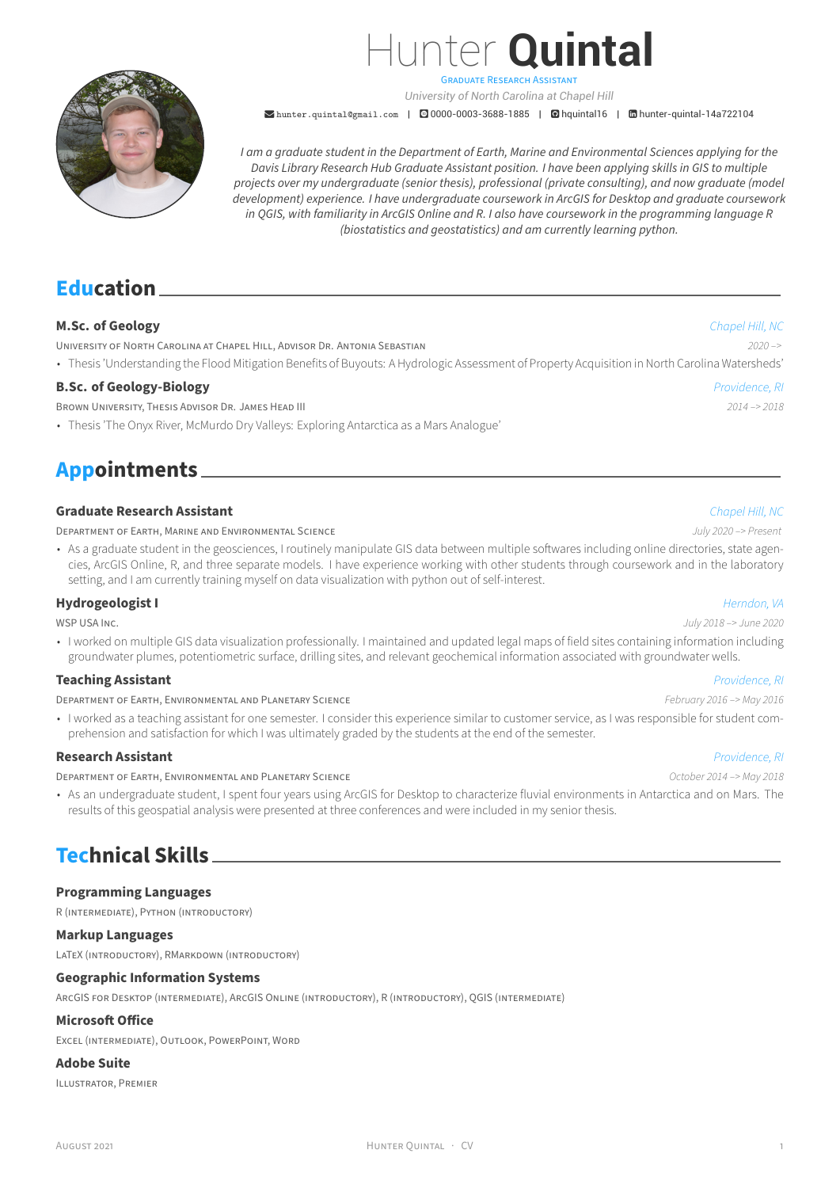# Hunter **Quintal**

Graduate Research Assistant

*University of North Carolina at Chapel Hill*

hunter.quintal@gmail.com | 0000-0003-3688-1885 | hquintal16 | hunter-quintal-14a722104

*I am a graduate student in the Department of Earth, Marine and Environmental Sciences applying for the Davis Library Research Hub Graduate Assistant position. I have been applying skills in GIS to multiple projects over my undergraduate (senior thesis), professional (private consulting), and now graduate (model development) experience. I have undergraduate coursework in ArcGIS for Desktop and graduate coursework in QGIS, with familiarity in ArcGIS Online and R. I also have coursework in the programming language R (biostatistics and geostatistics) and am currently learning python.*

## Education

### M.Sc. of Geology
*Chapel Hill, NC*

University of North Carolina at Chapel Hill, Advisor Dr. Antonia Sebastian — *2020 –>*

- Thesis 'Understanding the Flood Mitigation Benefits of Buyouts: A Hydrologic Assessment of Property Acquisition in North Carolina Watersheds'

### B.Sc. of Geology-Biology
*Providence, RI*

Brown University, Thesis Advisor Dr. James Head III — *2014 –> 2018*

- Thesis 'The Onyx River, McMurdo Dry Valleys: Exploring Antarctica as a Mars Analogue'

## Appointments

### Graduate Research Assistant
*Chapel Hill, NC*

Department of Earth, Marine and Environmental Science — *July 2020 –> Present*

- As a graduate student in the geosciences, I routinely manipulate GIS data between multiple softwares including online directories, state agencies, ArcGIS Online, R, and three separate models. I have experience working with other students through coursework and in the laboratory setting, and I am currently training myself on data visualization with python out of self-interest.

### Hydrogeologist I
*Herndon, VA*

WSP USA Inc. — *July 2018 –> June 2020*

- I worked on multiple GIS data visualization professionally. I maintained and updated legal maps of field sites containing information including groundwater plumes, potentiometric surface, drilling sites, and relevant geochemical information associated with groundwater wells.

### Teaching Assistant
*Providence, RI*

Department of Earth, Environmental and Planetary Science — *February 2016 –> May 2016*

- I worked as a teaching assistant for one semester. I consider this experience similar to customer service, as I was responsible for student comprehension and satisfaction for which I was ultimately graded by the students at the end of the semester.

### Research Assistant
*Providence, RI*

Department of Earth, Environmental and Planetary Science — *October 2014 –> May 2018*

- As an undergraduate student, I spent four years using ArcGIS for Desktop to characterize fluvial environments in Antarctica and on Mars. The results of this geospatial analysis were presented at three conferences and were included in my senior thesis.

## Technical Skills

### Programming Languages
R (intermediate), Python (introductory)

### Markup Languages
LaTeX (introductory), RMarkdown (introductory)

### Geographic Information Systems
ArcGIS for Desktop (intermediate), ArcGIS Online (introductory), R (introductory), QGIS (intermediate)

### Microsoft Office
Excel (intermediate), Outlook, PowerPoint, Word

### Adobe Suite
Illustrator, Premier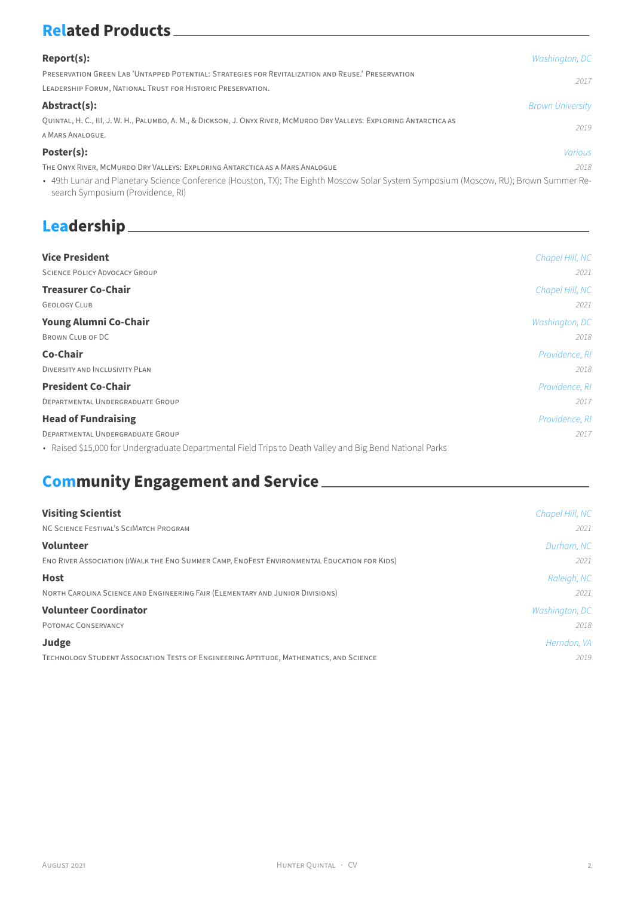## Related Products

**Report(s):** *Washington, DC*

Preservation Green Lab 'Untapped Potential: Strategies for Revitalization and Reuse.' Preservation Leadership Forum, National Trust for Historic Preservation. *2017*

**Abstract(s):** *Brown University*

Quintal, H. C., III, J. W. H., Palumbo, A. M., & Dickson, J. Onyx River, McMurdo Dry Valleys: Exploring Antarctica as a Mars Analogue. *2019*

**Poster(s):** *Various*

The Onyx River, McMurdo Dry Valleys: Exploring Antarctica as a Mars Analogue *2018*

- 49th Lunar and Planetary Science Conference (Houston, TX); The Eighth Moscow Solar System Symposium (Moscow, RU); Brown Summer Research Symposium (Providence, RI)

## Leadership

**Vice President** *Chapel Hill, NC*
Science Policy Advocacy Group *2021*

**Treasurer Co-Chair** *Chapel Hill, NC*
Geology Club *2021*

**Young Alumni Co-Chair** *Washington, DC*
Brown Club of DC *2018*

**Co-Chair** *Providence, RI*
Diversity and Inclusivity Plan *2018*

**President Co-Chair** *Providence, RI*
Departmental Undergraduate Group *2017*

**Head of Fundraising** *Providence, RI*
Departmental Undergraduate Group *2017*

- Raised $15,000 for Undergraduate Departmental Field Trips to Death Valley and Big Bend National Parks

## Community Engagement and Service

**Visiting Scientist** *Chapel Hill, NC*
NC Science Festival's SciMatch Program *2021*

**Volunteer** *Durham, NC*
Eno River Association (iWalk the Eno Summer Camp, EnoFest Environmental Education for Kids) *2021*

**Host** *Raleigh, NC*
North Carolina Science and Engineering Fair (Elementary and Junior Divisions) *2021*

**Volunteer Coordinator** *Washington, DC*
Potomac Conservancy *2018*

**Judge** *Herndon, VA*
Technology Student Association Tests of Engineering Aptitude, Mathematics, and Science *2019*